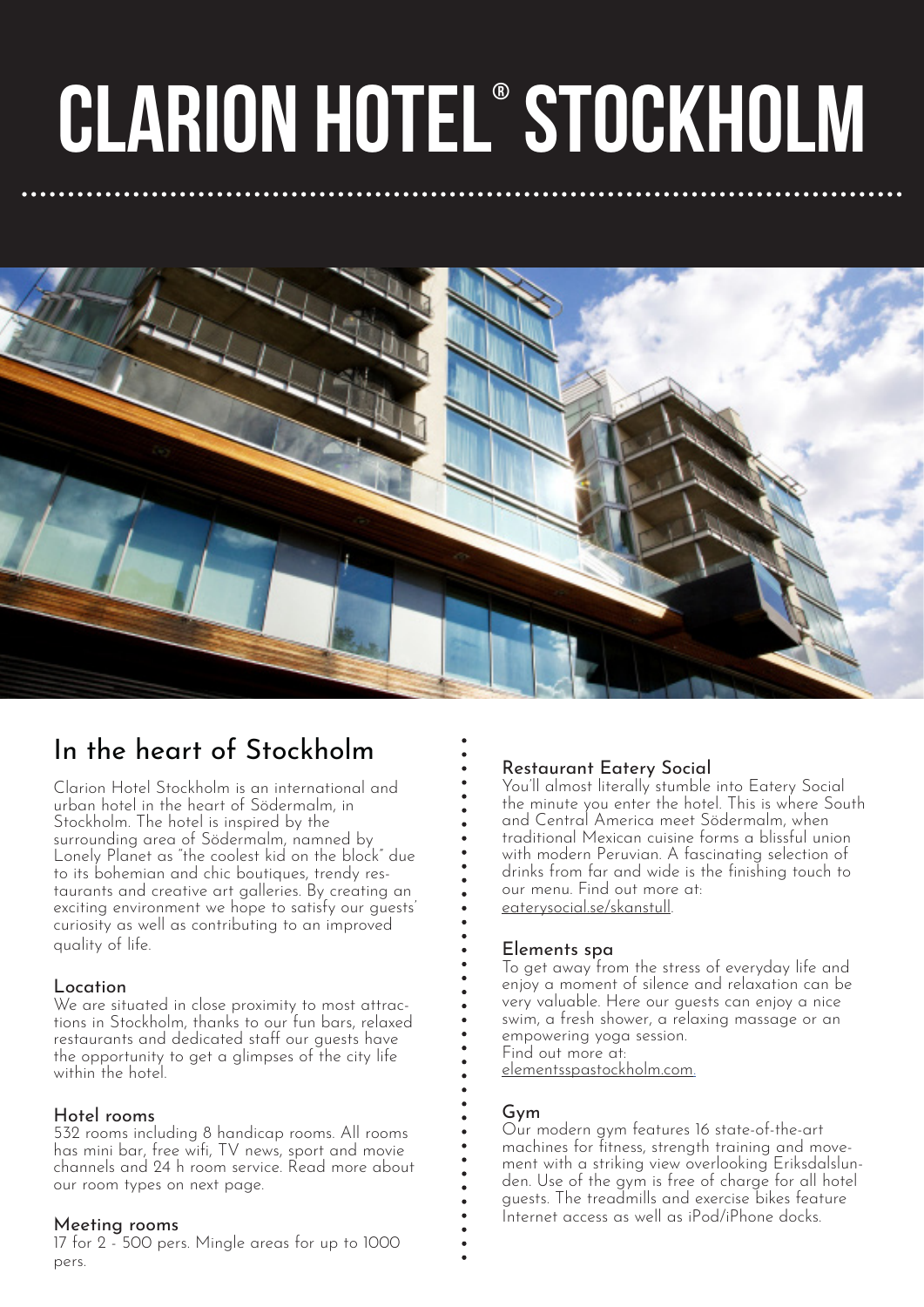# CLARION HOTEL® STOCKHOLM

## In the heart of Stockholm

Clarion Hotel Stockholm is an international and urban hotel in the heart of Södermalm, in Stockholm. The hotel is inspired by the surrounding area of Södermalm, namned by Lonely Planet as "the coolest kid on the block" due to its bohemian and chic boutiques, trendy restaurants and creative art galleries. By creating an exciting environment we hope to satisfy our guests' curiosity as well as contributing to an improved quality of life.

### Location

We are situated in close proximity to most attractions in Stockholm, thanks to our fun bars, relaxed restaurants and dedicated staff our guests have the opportunity to get a glimpses of the city life within the hotel.

### Hotel rooms

532 rooms including 8 handicap rooms. All rooms has mini bar, free wifi, TV news, sport and movie channels and 24 h room service. Read more about our room types on next page.

### Meeting rooms

17 for 2 - 500 pers. Mingle areas for up to 1000 pers.

### Restaurant Eatery Social

You'll almost literally stumble into Eatery Social the minute you enter the hotel. This is where South and Central America meet Södermalm, when traditional Mexican cuisine forms a blissful union with modern Peruvian. A fascinating selection of drinks from far and wide is the finishing touch to our menu. Find out more at: eaterysocial.se/skanstull.

### Elements spa

To get away from the stress of everyday life and enjoy a moment of silence and relaxation can be very valuable. Here our guests can enjoy a nice swim, a fresh shower, a relaxing massage or an empowering yoga session.
Find out more at:
elementsspastockholm.com.

### Gym

Our modern gym features 16 state-of-the-art machines for fitness, strength training and movement with a striking view overlooking Eriksdalslunden. Use of the gym is free of charge for all hotel guests. The treadmills and exercise bikes feature Internet access as well as iPod/iPhone docks.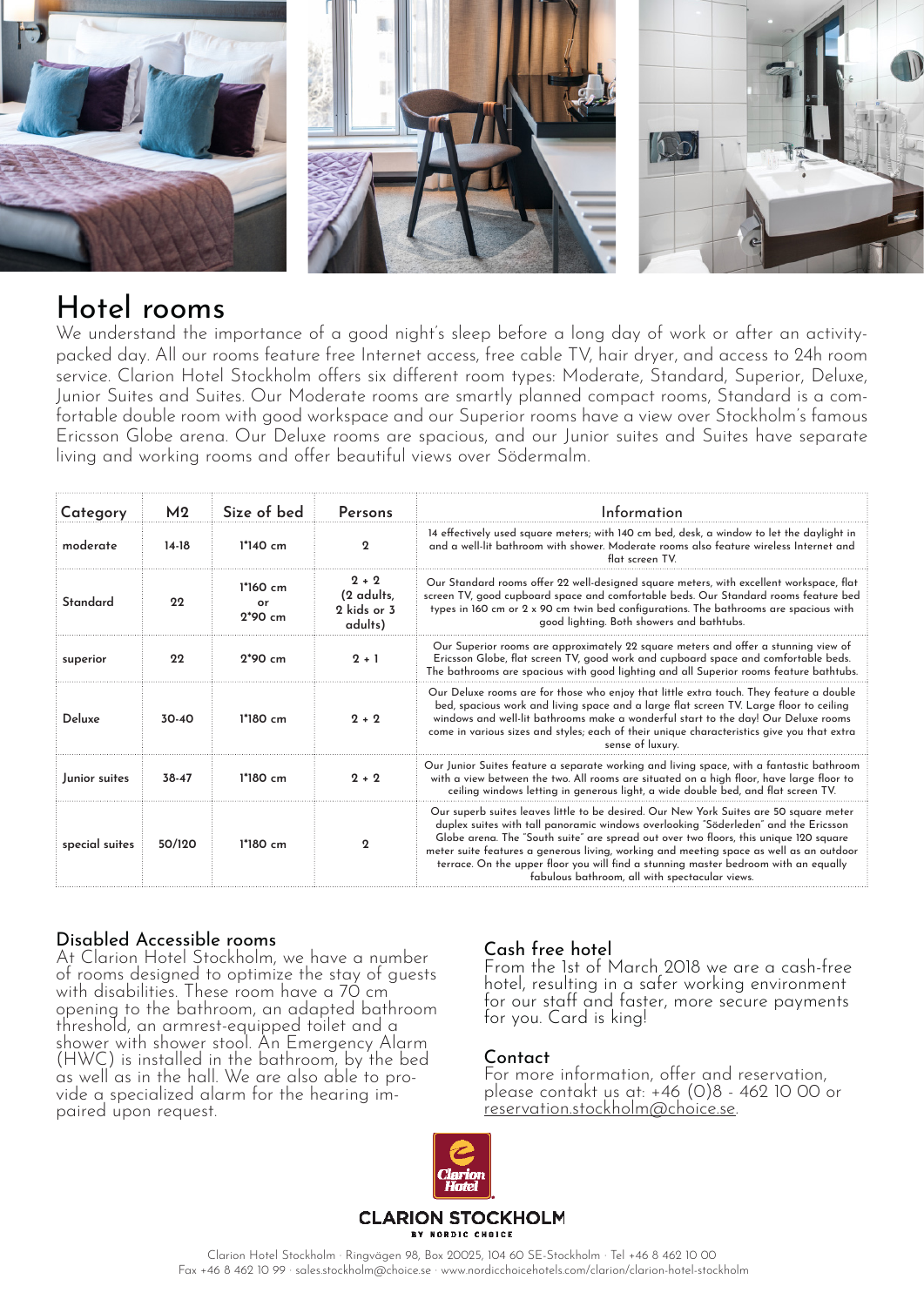# Hotel rooms

We understand the importance of a good night's sleep before a long day of work or after an activity-packed day. All our rooms feature free Internet access, free cable TV, hair dryer, and access to 24h room service. Clarion Hotel Stockholm offers six different room types: Moderate, Standard, Superior, Deluxe, Junior Suites and Suites. Our Moderate rooms are smartly planned compact rooms, Standard is a comfortable double room with good workspace and our Superior rooms have a view over Stockholm's famous Ericsson Globe arena. Our Deluxe rooms are spacious, and our Junior suites and Suites have separate living and working rooms and offer beautiful views over Södermalm.

| Category | M2 | Size of bed | Persons | Information |
|---|---|---|---|---|
| moderate | 14-18 | 1*140 cm | 2 | 14 effectively used square meters; with 140 cm bed, desk, a window to let the daylight in and a well-lit bathroom with shower. Moderate rooms also feature wireless Internet and flat screen TV. |
| Standard | 22 | 1*160 cm or 2*90 cm | 2 + 2 (2 adults, 2 kids or 3 adults) | Our Standard rooms offer 22 well-designed square meters, with excellent workspace, flat screen TV, good cupboard space and comfortable beds. Our Standard rooms feature bed types in 160 cm or 2 x 90 cm twin bed configurations. The bathrooms are spacious with good lighting. Both showers and bathtubs. |
| superior | 22 | 2*90 cm | 2 + 1 | Our Superior rooms are approximately 22 square meters and offer a stunning view of Ericsson Globe, flat screen TV, good work and cupboard space and comfortable beds. The bathrooms are spacious with good lighting and all Superior rooms feature bathtubs. |
| Deluxe | 30-40 | 1*180 cm | 2 + 2 | Our Deluxe rooms are for those who enjoy that little extra touch. They feature a double bed, spacious work and living space and a large flat screen TV. Large floor to ceiling windows and well-lit bathrooms make a wonderful start to the day! Our Deluxe rooms come in various sizes and styles; each of their unique characteristics give you that extra sense of luxury. |
| Junior suites | 38-47 | 1*180 cm | 2 + 2 | Our Junior Suites feature a separate working and living space, with a fantastic bathroom with a view between the two. All rooms are situated on a high floor, have large floor to ceiling windows letting in generous light, a wide double bed, and flat screen TV. |
| special suites | 50/120 | 1*180 cm | 2 | Our superb suites leaves little to be desired. Our New York Suites are 50 square meter duplex suites with tall panoramic windows overlooking "Söderleden" and the Ericsson Globe arena. The "South suite" are spread out over two floors, this unique 120 square meter suite features a generous living, working and meeting space as well as an outdoor terrace. On the upper floor you will find a stunning master bedroom with an equally fabulous bathroom, all with spectacular views. |

## Disabled Accessible rooms

At Clarion Hotel Stockholm, we have a number of rooms designed to optimize the stay of guests with disabilities. These room have a 70 cm opening to the bathroom, an adapted bathroom threshold, an armrest-equipped toilet and a shower with shower stool. An Emergency Alarm (HWC) is installed in the bathroom, by the bed as well as in the hall. We are also able to provide a specialized alarm for the hearing impaired upon request.

## Cash free hotel

From the 1st of March 2018 we are a cash-free hotel, resulting in a safer working environment for our staff and faster, more secure payments for you. Card is king!

## Contact

For more information, offer and reservation, please contakt us at: +46 (0)8 - 462 10 00 or reservation.stockholm@choice.se.

CLARION STOCKHOLM
BY NORDIC CHOICE

Clarion Hotel Stockholm · Ringvägen 98, Box 20025, 104 60 SE-Stockholm · Tel +46 8 462 10 00
Fax +46 8 462 10 99 · sales.stockholm@choice.se · www.nordicchoicehotels.com/clarion/clarion-hotel-stockholm